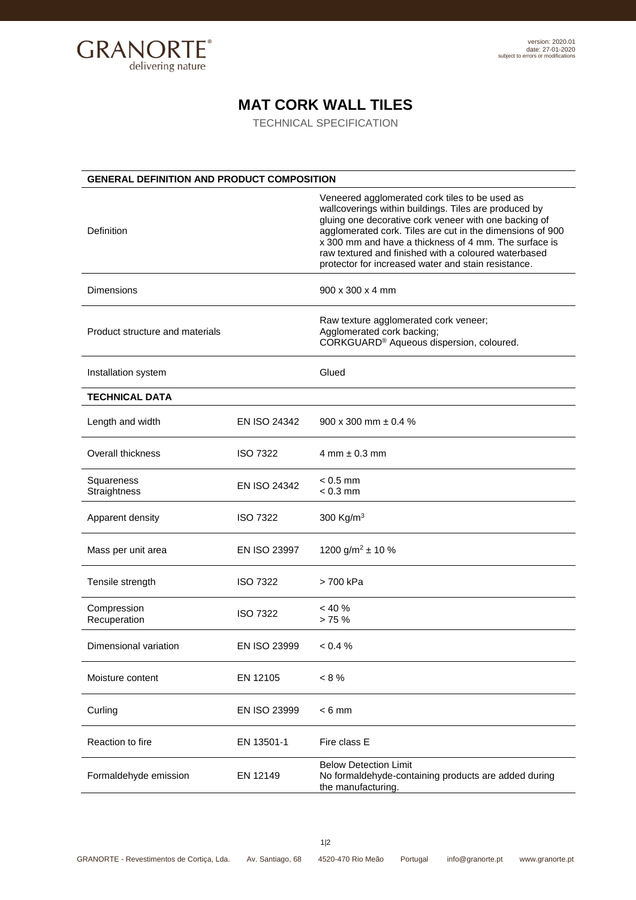GRANORTE®
delivering nature

version: 2020.01
date: 27-01-2020
subject to errors or modifications

# MAT CORK WALL TILES

TECHNICAL SPECIFICATION

| GENERAL DEFINITION AND PRODUCT COMPOSITION | | |
|---|---|---|
| Definition | | Veneered agglomerated cork tiles to be used as wallcoverings within buildings. Tiles are produced by gluing one decorative cork veneer with one backing of agglomerated cork. Tiles are cut in the dimensions of 900 x 300 mm and have a thickness of 4 mm. The surface is raw textured and finished with a coloured waterbased protector for increased water and stain resistance. |
| Dimensions | | 900 x 300 x 4 mm |
| Product structure and materials | | Raw texture agglomerated cork veneer;<br>Agglomerated cork backing;<br>CORKGUARD® Aqueous dispersion, coloured. |
| Installation system | | Glued |
| **TECHNICAL DATA** | | |
| Length and width | EN ISO 24342 | 900 x 300 mm ± 0.4 % |
| Overall thickness | ISO 7322 | 4 mm ± 0.3 mm |
| Squareness<br>Straightness | EN ISO 24342 | < 0.5 mm<br>< 0.3 mm |
| Apparent density | ISO 7322 | 300 Kg/m$^3$ |
| Mass per unit area | EN ISO 23997 | 1200 g/m$^2$ ± 10 % |
| Tensile strength | ISO 7322 | > 700 kPa |
| Compression<br>Recuperation | ISO 7322 | < 40 %<br>> 75 % |
| Dimensional variation | EN ISO 23999 | < 0.4 % |
| Moisture content | EN 12105 | < 8 % |
| Curling | EN ISO 23999 | < 6 mm |
| Reaction to fire | EN 13501-1 | Fire class E |
| Formaldehyde emission | EN 12149 | Below Detection Limit<br>No formaldehyde-containing products are added during the manufacturing. |

GRANORTE - Revestimentos de Cortiça, Lda. Av. Santiago, 68 4520-470 Rio Meão Portugal info@granorte.pt www.granorte.pt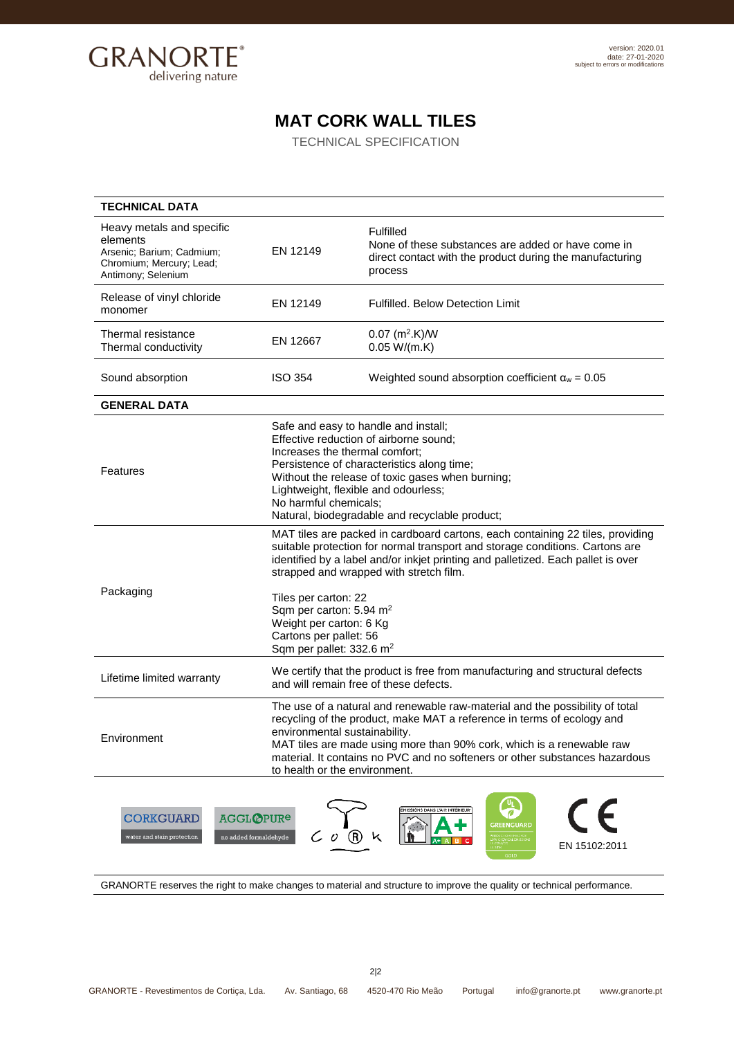version: 2020.01
date: 27-01-2020
subject to errors or modifications

# MAT CORK WALL TILES

TECHNICAL SPECIFICATION

| TECHNICAL DATA | | |
|---|---|---|
| Heavy metals and specific elements<br>Arsenic; Barium; Cadmium; Chromium; Mercury; Lead; Antimony; Selenium | EN 12149 | Fulfilled<br>None of these substances are added or have come in direct contact with the product during the manufacturing process |
| Release of vinyl chloride monomer | EN 12149 | Fulfilled. Below Detection Limit |
| Thermal resistance<br>Thermal conductivity | EN 12667 | 0.07 ($m^2$.K)/W<br>0.05 W/(m.K) |
| Sound absorption | ISO 354 | Weighted sound absorption coefficient $\alpha_w$ = 0.05 |

| GENERAL DATA | |
|---|---|
| Features | Safe and easy to handle and install;<br>Effective reduction of airborne sound;<br>Increases the thermal comfort;<br>Persistence of characteristics along time;<br>Without the release of toxic gases when burning;<br>Lightweight, flexible and odourless;<br>No harmful chemicals;<br>Natural, biodegradable and recyclable product; |
| Packaging | MAT tiles are packed in cardboard cartons, each containing 22 tiles, providing suitable protection for normal transport and storage conditions. Cartons are identified by a label and/or inkjet printing and palletized. Each pallet is over strapped and wrapped with stretch film.<br><br>Tiles per carton: 22<br>Sqm per carton: 5.94 $m^2$<br>Weight per carton: 6 Kg<br>Cartons per pallet: 56<br>Sqm per pallet: 332.6 $m^2$ |
| Lifetime limited warranty | We certify that the product is free from manufacturing and structural defects and will remain free of these defects. |
| Environment | The use of a natural and renewable raw-material and the possibility of total recycling of the product, make MAT a reference in terms of ecology and environmental sustainability.<br>MAT tiles are made using more than 90% cork, which is a renewable raw material. It contains no PVC and no softeners or other substances hazardous to health or the environment. |

CORKGUARD water and stain protection

AGGLOPURE no added formaldehyde

EN 15102:2011

GRANORTE reserves the right to make changes to material and structure to improve the quality or technical performance.